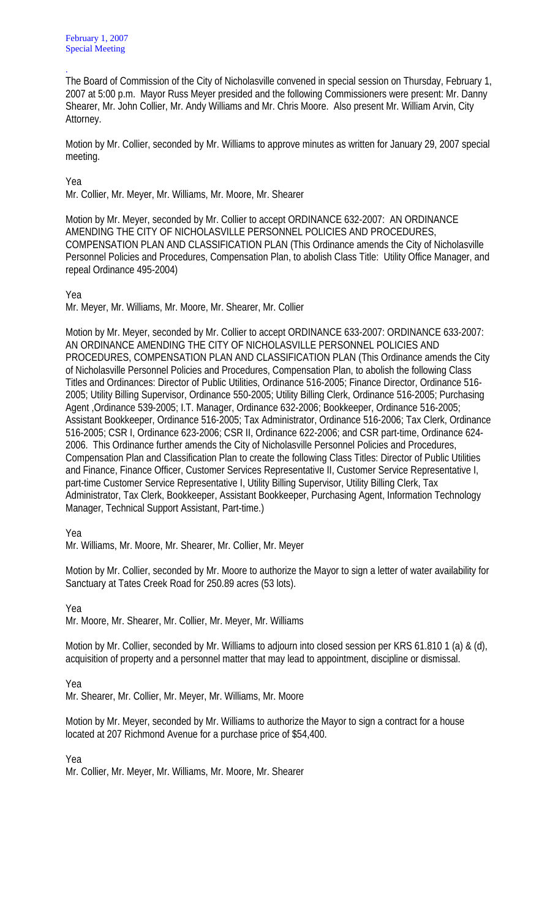February 1, 2007
Special Meeting

.
The Board of Commission of the City of Nicholasville convened in special session on Thursday, February 1, 2007 at 5:00 p.m. Mayor Russ Meyer presided and the following Commissioners were present: Mr. Danny Shearer, Mr. John Collier, Mr. Andy Williams and Mr. Chris Moore. Also present Mr. William Arvin, City Attorney.

Motion by Mr. Collier, seconded by Mr. Williams to approve minutes as written for January 29, 2007 special meeting.

Yea
Mr. Collier, Mr. Meyer, Mr. Williams, Mr. Moore, Mr. Shearer

Motion by Mr. Meyer, seconded by Mr. Collier to accept ORDINANCE 632-2007: AN ORDINANCE AMENDING THE CITY OF NICHOLASVILLE PERSONNEL POLICIES AND PROCEDURES, COMPENSATION PLAN AND CLASSIFICATION PLAN (This Ordinance amends the City of Nicholasville Personnel Policies and Procedures, Compensation Plan, to abolish Class Title: Utility Office Manager, and repeal Ordinance 495-2004)

Yea
Mr. Meyer, Mr. Williams, Mr. Moore, Mr. Shearer, Mr. Collier

Motion by Mr. Meyer, seconded by Mr. Collier to accept ORDINANCE 633-2007: ORDINANCE 633-2007: AN ORDINANCE AMENDING THE CITY OF NICHOLASVILLE PERSONNEL POLICIES AND PROCEDURES, COMPENSATION PLAN AND CLASSIFICATION PLAN (This Ordinance amends the City of Nicholasville Personnel Policies and Procedures, Compensation Plan, to abolish the following Class Titles and Ordinances: Director of Public Utilities, Ordinance 516-2005; Finance Director, Ordinance 516-2005; Utility Billing Supervisor, Ordinance 550-2005; Utility Billing Clerk, Ordinance 516-2005; Purchasing Agent ,Ordinance 539-2005; I.T. Manager, Ordinance 632-2006; Bookkeeper, Ordinance 516-2005; Assistant Bookkeeper, Ordinance 516-2005; Tax Administrator, Ordinance 516-2006; Tax Clerk, Ordinance 516-2005; CSR I, Ordinance 623-2006; CSR II, Ordinance 622-2006; and CSR part-time, Ordinance 624-2006. This Ordinance further amends the City of Nicholasville Personnel Policies and Procedures, Compensation Plan and Classification Plan to create the following Class Titles: Director of Public Utilities and Finance, Finance Officer, Customer Services Representative II, Customer Service Representative I, part-time Customer Service Representative I, Utility Billing Supervisor, Utility Billing Clerk, Tax Administrator, Tax Clerk, Bookkeeper, Assistant Bookkeeper, Purchasing Agent, Information Technology Manager, Technical Support Assistant, Part-time.)

Yea
Mr. Williams, Mr. Moore, Mr. Shearer, Mr. Collier, Mr. Meyer

Motion by Mr. Collier, seconded by Mr. Moore to authorize the Mayor to sign a letter of water availability for Sanctuary at Tates Creek Road for 250.89 acres (53 lots).

Yea
Mr. Moore, Mr. Shearer, Mr. Collier, Mr. Meyer, Mr. Williams

Motion by Mr. Collier, seconded by Mr. Williams to adjourn into closed session per KRS 61.810 1 (a) & (d), acquisition of property and a personnel matter that may lead to appointment, discipline or dismissal.

Yea
Mr. Shearer, Mr. Collier, Mr. Meyer, Mr. Williams, Mr. Moore

Motion by Mr. Meyer, seconded by Mr. Williams to authorize the Mayor to sign a contract for a house located at 207 Richmond Avenue for a purchase price of $54,400.

Yea
Mr. Collier, Mr. Meyer, Mr. Williams, Mr. Moore, Mr. Shearer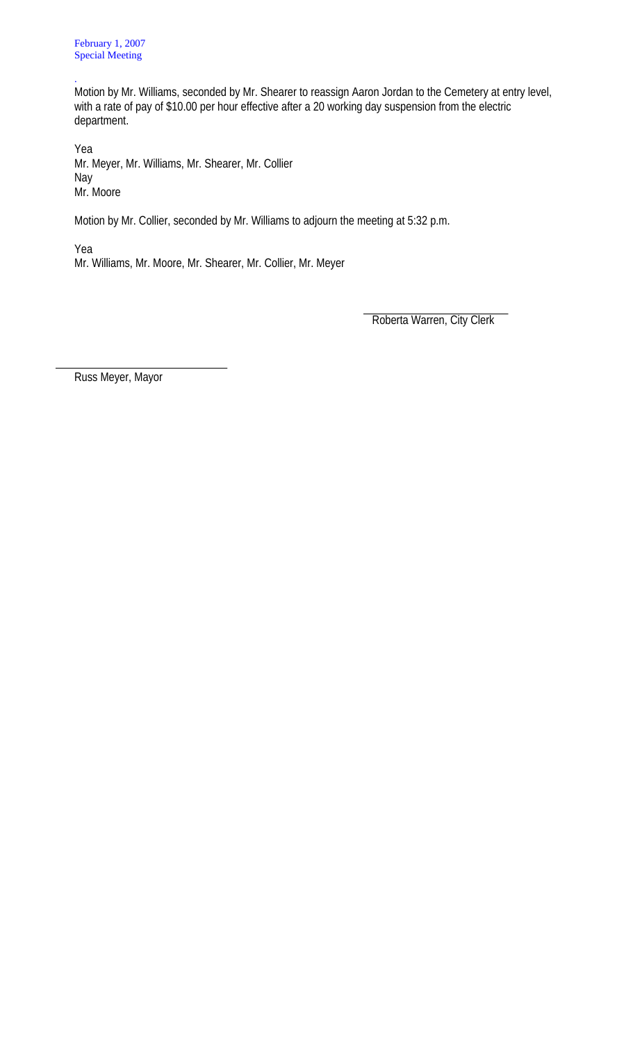Motion by Mr. Williams, seconded by Mr. Shearer to reassign Aaron Jordan to the Cemetery at entry level, with a rate of pay of $10.00 per hour effective after a 20 working day suspension from the electric department.

Yea
Mr. Meyer, Mr. Williams, Mr. Shearer, Mr. Collier
Nay
Mr. Moore

Motion by Mr. Collier, seconded by Mr. Williams to adjourn the meeting at 5:32 p.m.

Yea
Mr. Williams, Mr. Moore, Mr. Shearer, Mr. Collier, Mr. Meyer

Roberta Warren, City Clerk

Russ Meyer, Mayor